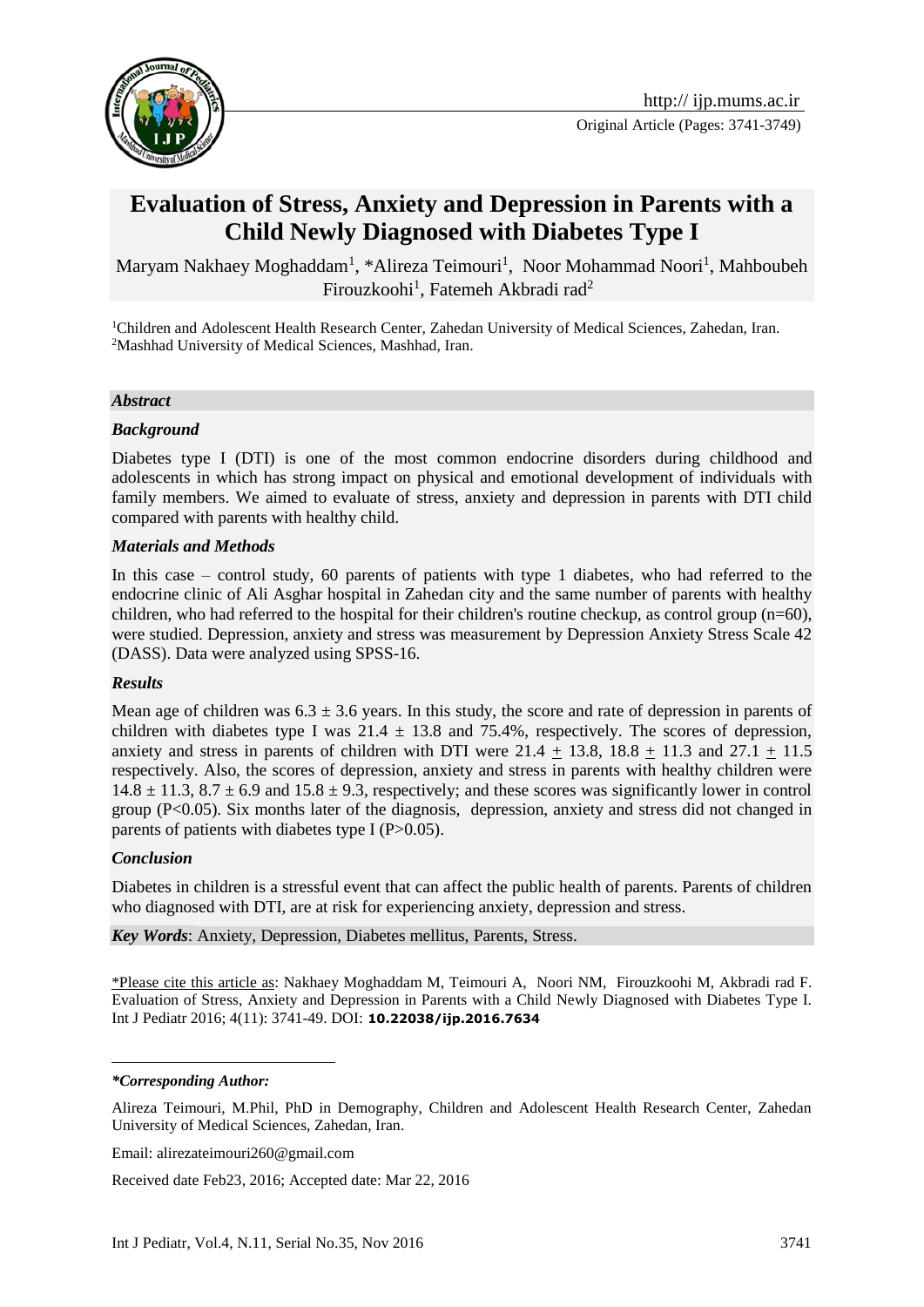Original Article (Pages: 3741-3749)

# Evaluation of Stress, Anxiety and Depression in Parents with a Child Newly Diagnosed with Diabetes Type I

Maryam Nakhaey Moghaddam[1], *Alireza Teimouri[1], Noor Mohammad Noori[1], Mahboubeh Firouzkoohi[1], Fatemeh Akbradi rad[2]

[1]Children and Adolescent Health Research Center, Zahedan University of Medical Sciences, Zahedan, Iran.
[2]Mashhad University of Medical Sciences, Mashhad, Iran.

## *Abstract*

### *Background*

Diabetes type I (DTI) is one of the most common endocrine disorders during childhood and adolescents in which has strong impact on physical and emotional development of individuals with family members. We aimed to evaluate of stress, anxiety and depression in parents with DTI child compared with parents with healthy child.

### *Materials and Methods*

In this case – control study, 60 parents of patients with type 1 diabetes, who had referred to the endocrine clinic of Ali Asghar hospital in Zahedan city and the same number of parents with healthy children, who had referred to the hospital for their children's routine checkup, as control group (n=60), were studied. Depression, anxiety and stress was measurement by Depression Anxiety Stress Scale 42 (DASS). Data were analyzed using SPSS-16.

### *Results*

Mean age of children was $6.3 \pm 3.6$ years. In this study, the score and rate of depression in parents of children with diabetes type I was $21.4 \pm 13.8$ and 75.4%, respectively. The scores of depression, anxiety and stress in parents of children with DTI were $21.4 \pm 13.8$, $18.8 \pm 11.3$ and $27.1 \pm 11.5$ respectively. Also, the scores of depression, anxiety and stress in parents with healthy children were $14.8 \pm 11.3$, $8.7 \pm 6.9$ and $15.8 \pm 9.3$, respectively; and these scores was significantly lower in control group ($P<0.05$). Six months later of the diagnosis, depression, anxiety and stress did not changed in parents of patients with diabetes type I ($P>0.05$).

### *Conclusion*

Diabetes in children is a stressful event that can affect the public health of parents. Parents of children who diagnosed with DTI, are at risk for experiencing anxiety, depression and stress.

***Key Words***: Anxiety, Depression, Diabetes mellitus, Parents, Stress.

*Please cite this article as: Nakhaey Moghaddam M, Teimouri A, Noori NM, Firouzkoohi M, Akbradi rad F. Evaluation of Stress, Anxiety and Depression in Parents with a Child Newly Diagnosed with Diabetes Type I. Int J Pediatr 2016; 4(11): 3741-49. DOI: **10.22038/ijp.2016.7634**

---

***Corresponding Author:***

Alireza Teimouri, M.Phil, PhD in Demography, Children and Adolescent Health Research Center, Zahedan University of Medical Sciences, Zahedan, Iran.

Email: alirezateimouri260@gmail.com

Received date Feb23, 2016; Accepted date: Mar 22, 2016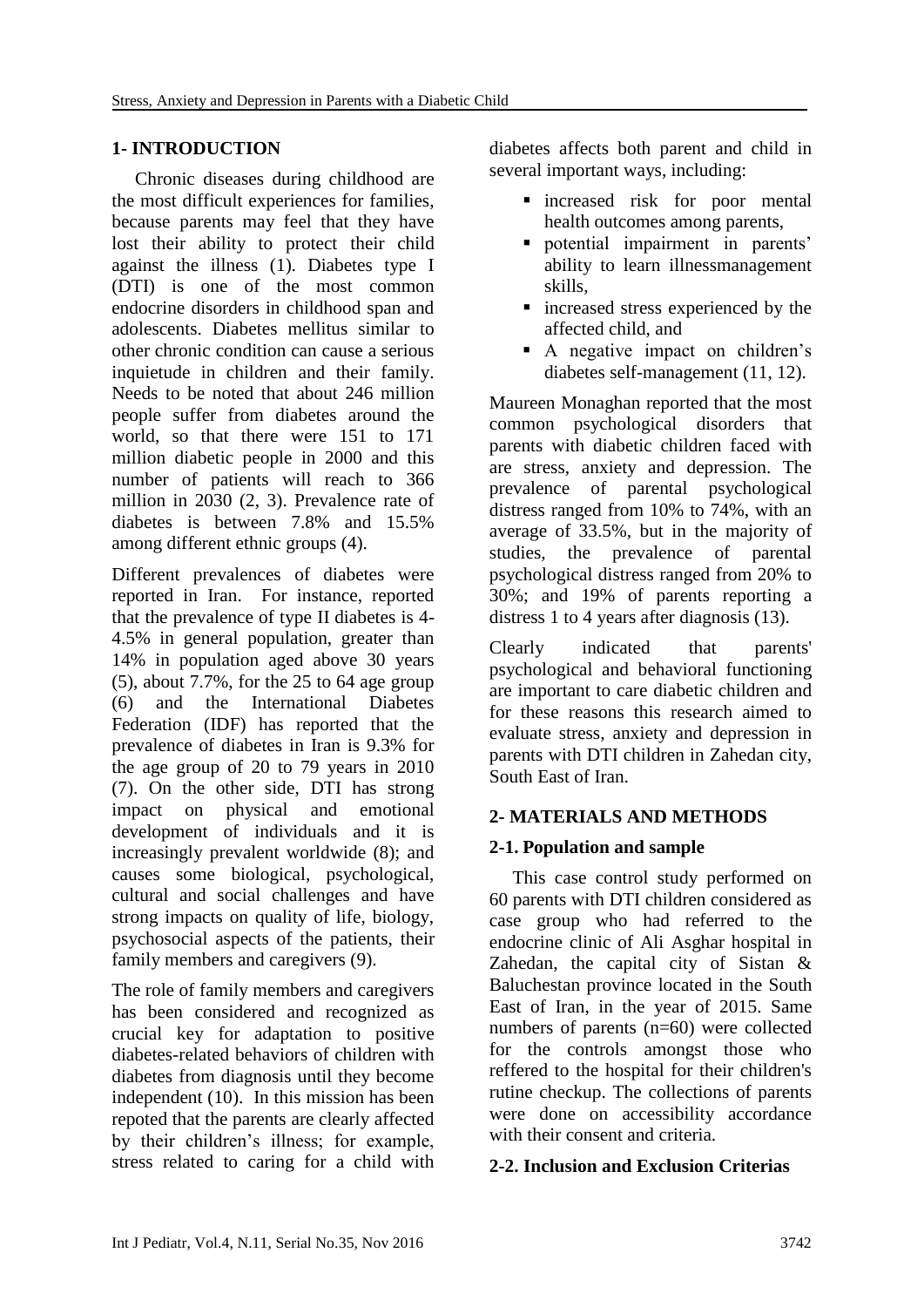## 1- INTRODUCTION

Chronic diseases during childhood are the most difficult experiences for families, because parents may feel that they have lost their ability to protect their child against the illness (1). Diabetes type I (DTI) is one of the most common endocrine disorders in childhood span and adolescents. Diabetes mellitus similar to other chronic condition can cause a serious inquietude in children and their family. Needs to be noted that about 246 million people suffer from diabetes around the world, so that there were 151 to 171 million diabetic people in 2000 and this number of patients will reach to 366 million in 2030 (2, 3). Prevalence rate of diabetes is between 7.8% and 15.5% among different ethnic groups (4).

Different prevalences of diabetes were reported in Iran. For instance, reported that the prevalence of type II diabetes is 4-4.5% in general population, greater than 14% in population aged above 30 years (5), about 7.7%, for the 25 to 64 age group (6) and the International Diabetes Federation (IDF) has reported that the prevalence of diabetes in Iran is 9.3% for the age group of 20 to 79 years in 2010 (7). On the other side, DTI has strong impact on physical and emotional development of individuals and it is increasingly prevalent worldwide (8); and causes some biological, psychological, cultural and social challenges and have strong impacts on quality of life, biology, psychosocial aspects of the patients, their family members and caregivers (9).

The role of family members and caregivers has been considered and recognized as crucial key for adaptation to positive diabetes-related behaviors of children with diabetes from diagnosis until they become independent (10). In this mission has been repoted that the parents are clearly affected by their children's illness; for example, stress related to caring for a child with diabetes affects both parent and child in several important ways, including:

- increased risk for poor mental health outcomes among parents,
- potential impairment in parents' ability to learn illnessmanagement skills,
- increased stress experienced by the affected child, and
- A negative impact on children's diabetes self-management (11, 12).

Maureen Monaghan reported that the most common psychological disorders that parents with diabetic children faced with are stress, anxiety and depression. The prevalence of parental psychological distress ranged from 10% to 74%, with an average of 33.5%, but in the majority of studies, the prevalence of parental psychological distress ranged from 20% to 30%; and 19% of parents reporting a distress 1 to 4 years after diagnosis (13).

Clearly indicated that parents' psychological and behavioral functioning are important to care diabetic children and for these reasons this research aimed to evaluate stress, anxiety and depression in parents with DTI children in Zahedan city, South East of Iran.

## 2- MATERIALS AND METHODS

### 2-1. Population and sample

This case control study performed on 60 parents with DTI children considered as case group who had referred to the endocrine clinic of Ali Asghar hospital in Zahedan, the capital city of Sistan & Baluchestan province located in the South East of Iran, in the year of 2015. Same numbers of parents (n=60) were collected for the controls amongst those who reffered to the hospital for their children's rutine checkup. The collections of parents were done on accessibility accordance with their consent and criteria.

### 2-2. Inclusion and Exclusion Criterias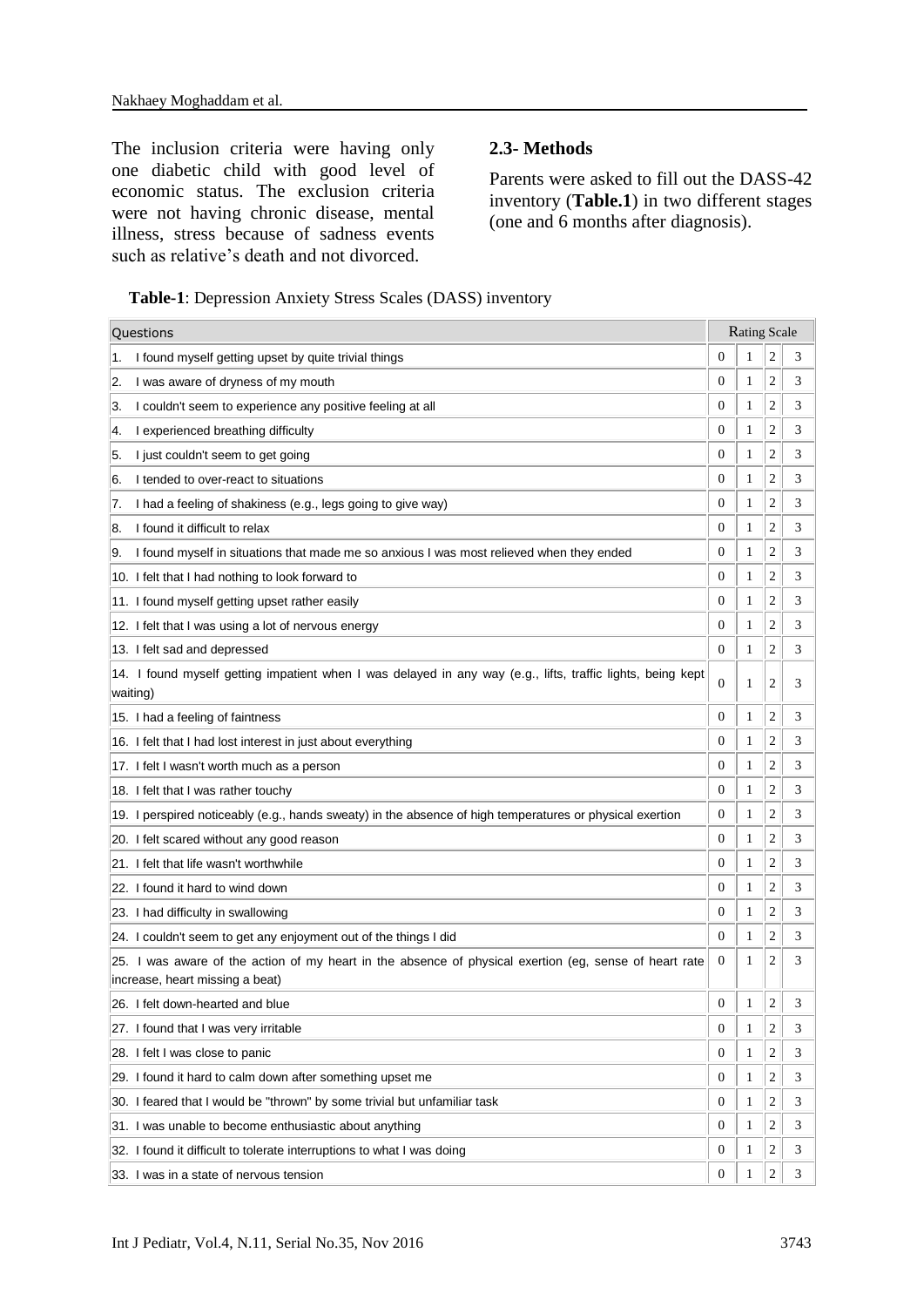The inclusion criteria were having only one diabetic child with good level of economic status. The exclusion criteria were not having chronic disease, mental illness, stress because of sadness events such as relative's death and not divorced.

### 2.3- Methods

Parents were asked to fill out the DASS-42 inventory (**Table.1**) in two different stages (one and 6 months after diagnosis).

**Table-1**: Depression Anxiety Stress Scales (DASS) inventory

| Questions | Rating Scale | | | |
|---|---|---|---|---|
| 1. I found myself getting upset by quite trivial things | 0 | 1 | 2 | 3 |
| 2. I was aware of dryness of my mouth | 0 | 1 | 2 | 3 |
| 3. I couldn't seem to experience any positive feeling at all | 0 | 1 | 2 | 3 |
| 4. I experienced breathing difficulty | 0 | 1 | 2 | 3 |
| 5. I just couldn't seem to get going | 0 | 1 | 2 | 3 |
| 6. I tended to over-react to situations | 0 | 1 | 2 | 3 |
| 7. I had a feeling of shakiness (e.g., legs going to give way) | 0 | 1 | 2 | 3 |
| 8. I found it difficult to relax | 0 | 1 | 2 | 3 |
| 9. I found myself in situations that made me so anxious I was most relieved when they ended | 0 | 1 | 2 | 3 |
| 10. I felt that I had nothing to look forward to | 0 | 1 | 2 | 3 |
| 11. I found myself getting upset rather easily | 0 | 1 | 2 | 3 |
| 12. I felt that I was using a lot of nervous energy | 0 | 1 | 2 | 3 |
| 13. I felt sad and depressed | 0 | 1 | 2 | 3 |
| 14. I found myself getting impatient when I was delayed in any way (e.g., lifts, traffic lights, being kept waiting) | 0 | 1 | 2 | 3 |
| 15. I had a feeling of faintness | 0 | 1 | 2 | 3 |
| 16. I felt that I had lost interest in just about everything | 0 | 1 | 2 | 3 |
| 17. I felt I wasn't worth much as a person | 0 | 1 | 2 | 3 |
| 18. I felt that I was rather touchy | 0 | 1 | 2 | 3 |
| 19. I perspired noticeably (e.g., hands sweaty) in the absence of high temperatures or physical exertion | 0 | 1 | 2 | 3 |
| 20. I felt scared without any good reason | 0 | 1 | 2 | 3 |
| 21. I felt that life wasn't worthwhile | 0 | 1 | 2 | 3 |
| 22. I found it hard to wind down | 0 | 1 | 2 | 3 |
| 23. I had difficulty in swallowing | 0 | 1 | 2 | 3 |
| 24. I couldn't seem to get any enjoyment out of the things I did | 0 | 1 | 2 | 3 |
| 25. I was aware of the action of my heart in the absence of physical exertion (eg, sense of heart rate increase, heart missing a beat) | 0 | 1 | 2 | 3 |
| 26. I felt down-hearted and blue | 0 | 1 | 2 | 3 |
| 27. I found that I was very irritable | 0 | 1 | 2 | 3 |
| 28. I felt I was close to panic | 0 | 1 | 2 | 3 |
| 29. I found it hard to calm down after something upset me | 0 | 1 | 2 | 3 |
| 30. I feared that I would be "thrown" by some trivial but unfamiliar task | 0 | 1 | 2 | 3 |
| 31. I was unable to become enthusiastic about anything | 0 | 1 | 2 | 3 |
| 32. I found it difficult to tolerate interruptions to what I was doing | 0 | 1 | 2 | 3 |
| 33. I was in a state of nervous tension | 0 | 1 | 2 | 3 |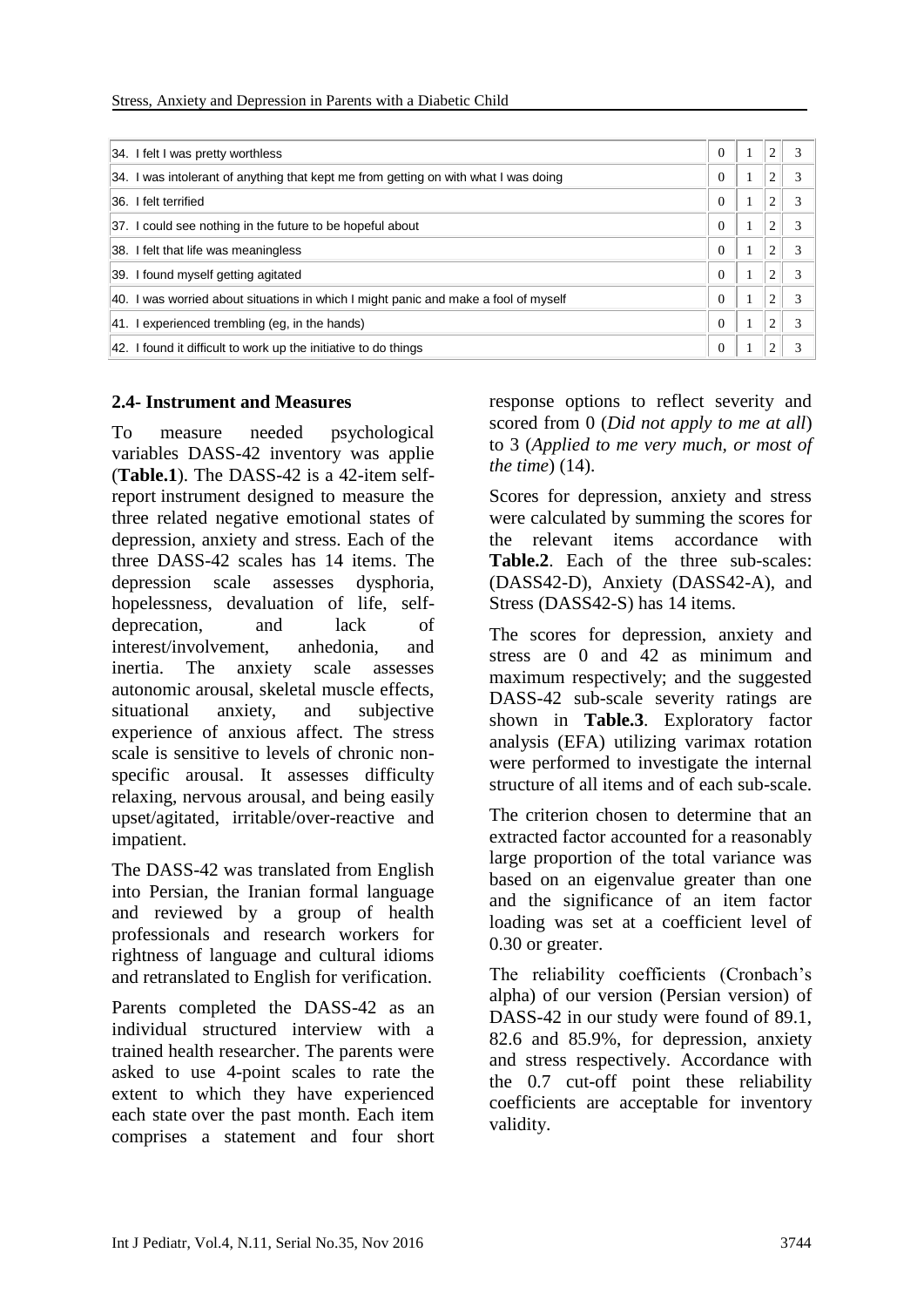| | | | | |
|---|---|---|---|---|
| 34. I felt I was pretty worthless | 0 | 1 | 2 | 3 |
| 34. I was intolerant of anything that kept me from getting on with what I was doing | 0 | 1 | 2 | 3 |
| 36. I felt terrified | 0 | 1 | 2 | 3 |
| 37. I could see nothing in the future to be hopeful about | 0 | 1 | 2 | 3 |
| 38. I felt that life was meaningless | 0 | 1 | 2 | 3 |
| 39. I found myself getting agitated | 0 | 1 | 2 | 3 |
| 40. I was worried about situations in which I might panic and make a fool of myself | 0 | 1 | 2 | 3 |
| 41. I experienced trembling (eg, in the hands) | 0 | 1 | 2 | 3 |
| 42. I found it difficult to work up the initiative to do things | 0 | 1 | 2 | 3 |

## 2.4- Instrument and Measures

To measure needed psychological variables DASS-42 inventory was applie (**Table.1**). The DASS-42 is a 42-item self-report instrument designed to measure the three related negative emotional states of depression, anxiety and stress. Each of the three DASS-42 scales has 14 items. The depression scale assesses dysphoria, hopelessness, devaluation of life, self-deprecation, and lack of interest/involvement, anhedonia, and inertia. The anxiety scale assesses autonomic arousal, skeletal muscle effects, situational anxiety, and subjective experience of anxious affect. The stress scale is sensitive to levels of chronic non-specific arousal. It assesses difficulty relaxing, nervous arousal, and being easily upset/agitated, irritable/over-reactive and impatient.

The DASS-42 was translated from English into Persian, the Iranian formal language and reviewed by a group of health professionals and research workers for rightness of language and cultural idioms and retranslated to English for verification.

Parents completed the DASS-42 as an individual structured interview with a trained health researcher. The parents were asked to use 4-point scales to rate the extent to which they have experienced each state over the past month. Each item comprises a statement and four short response options to reflect severity and scored from 0 (*Did not apply to me at all*) to 3 (*Applied to me very much, or most of the time*) (14).

Scores for depression, anxiety and stress were calculated by summing the scores for the relevant items accordance with **Table.2**. Each of the three sub-scales: (DASS42-D), Anxiety (DASS42-A), and Stress (DASS42-S) has 14 items.

The scores for depression, anxiety and stress are 0 and 42 as minimum and maximum respectively; and the suggested DASS-42 sub-scale severity ratings are shown in **Table.3**. Exploratory factor analysis (EFA) utilizing varimax rotation were performed to investigate the internal structure of all items and of each sub-scale.

The criterion chosen to determine that an extracted factor accounted for a reasonably large proportion of the total variance was based on an eigenvalue greater than one and the significance of an item factor loading was set at a coefficient level of 0.30 or greater.

The reliability coefficients (Cronbach's alpha) of our version (Persian version) of DASS-42 in our study were found of 89.1, 82.6 and 85.9%, for depression, anxiety and stress respectively. Accordance with the 0.7 cut-off point these reliability coefficients are acceptable for inventory validity.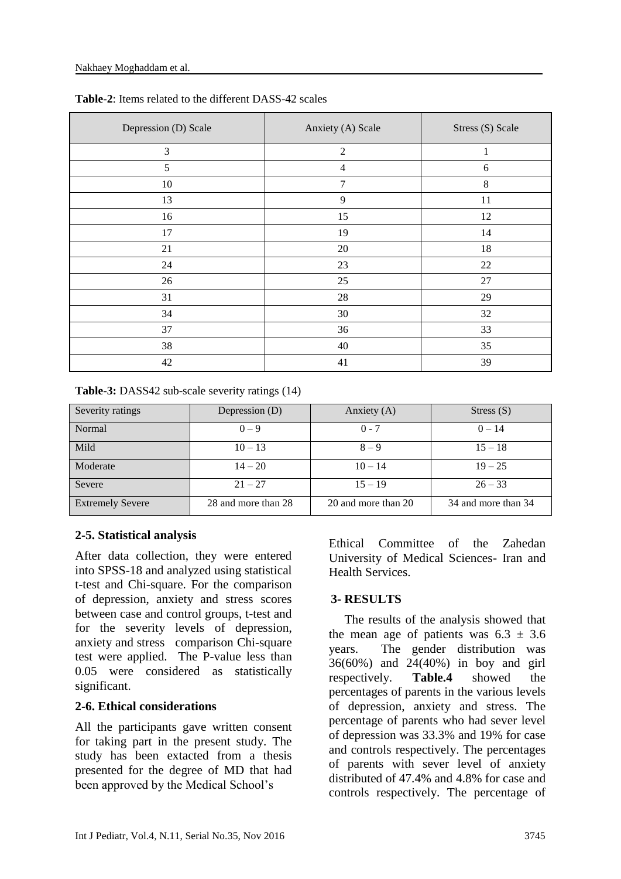**Table-2**: Items related to the different DASS-42 scales

| Depression (D) Scale | Anxiety (A) Scale | Stress (S) Scale |
|---|---|---|
| 3 | 2 | 1 |
| 5 | 4 | 6 |
| 10 | 7 | 8 |
| 13 | 9 | 11 |
| 16 | 15 | 12 |
| 17 | 19 | 14 |
| 21 | 20 | 18 |
| 24 | 23 | 22 |
| 26 | 25 | 27 |
| 31 | 28 | 29 |
| 34 | 30 | 32 |
| 37 | 36 | 33 |
| 38 | 40 | 35 |
| 42 | 41 | 39 |

**Table-3:** DASS42 sub-scale severity ratings (14)

| Severity ratings | Depression (D) | Anxiety (A) | Stress (S) |
|---|---|---|---|
| Normal | 0 – 9 | 0 - 7 | 0 – 14 |
| Mild | 10 – 13 | 8 – 9 | 15 – 18 |
| Moderate | 14 – 20 | 10 – 14 | 19 – 25 |
| Severe | 21 – 27 | 15 – 19 | 26 – 33 |
| Extremely Severe | 28 and more than 28 | 20 and more than 20 | 34 and more than 34 |

### 2-5. Statistical analysis

After data collection, they were entered into SPSS-18 and analyzed using statistical t-test and Chi-square. For the comparison of depression, anxiety and stress scores between case and control groups, t-test and for the severity levels of depression, anxiety and stress comparison Chi-square test were applied. The P-value less than 0.05 were considered as statistically significant.

### 2-6. Ethical considerations

All the participants gave written consent for taking part in the present study. The study has been extacted from a thesis presented for the degree of MD that had been approved by the Medical School's Ethical Committee of the Zahedan University of Medical Sciences- Iran and Health Services.

## 3- RESULTS

The results of the analysis showed that the mean age of patients was $6.3 \pm 3.6$ years. The gender distribution was 36(60%) and 24(40%) in boy and girl respectively. **Table.4** showed the percentages of parents in the various levels of depression, anxiety and stress. The percentage of parents who had sever level of depression was 33.3% and 19% for case and controls respectively. The percentages of parents with sever level of anxiety distributed of 47.4% and 4.8% for case and controls respectively. The percentage of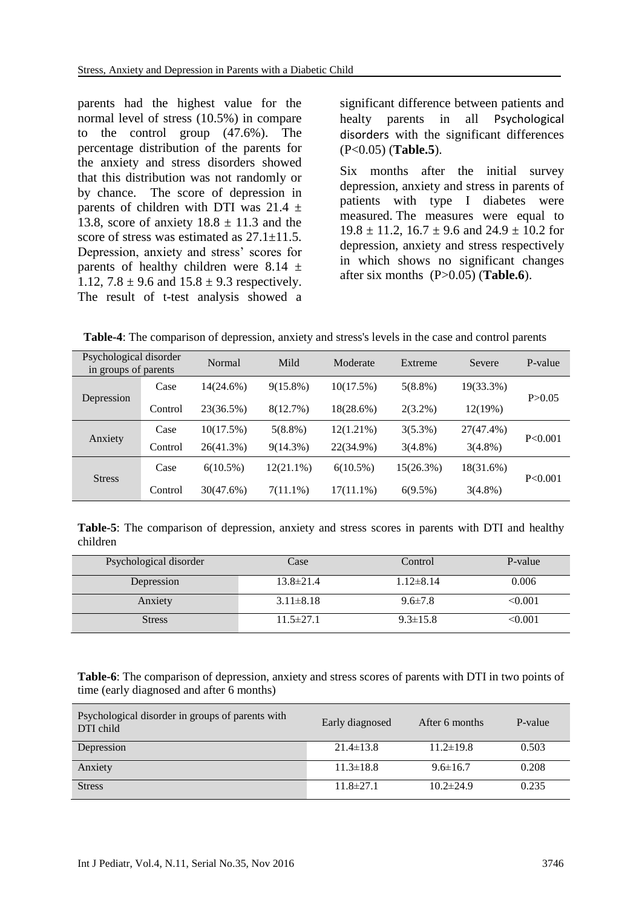parents had the highest value for the normal level of stress (10.5%) in compare to the control group (47.6%). The percentage distribution of the parents for the anxiety and stress disorders showed that this distribution was not randomly or by chance. The score of depression in parents of children with DTI was 21.4 ± 13.8, score of anxiety 18.8 ± 11.3 and the score of stress was estimated as 27.1±11.5. Depression, anxiety and stress' scores for parents of healthy children were 8.14 ± 1.12, 7.8 ± 9.6 and 15.8 ± 9.3 respectively. The result of t-test analysis showed a significant difference between patients and healty parents in all Psychological disorders with the significant differences (P<0.05) (**Table.5**).

Six months after the initial survey depression, anxiety and stress in parents of patients with type I diabetes were measured. The measures were equal to 19.8 ± 11.2, 16.7 ± 9.6 and 24.9 ± 10.2 for depression, anxiety and stress respectively in which shows no significant changes after six months (P>0.05) (**Table.6**).

**Table-4**: The comparison of depression, anxiety and stress's levels in the case and control parents

| Psychological disorder in groups of parents | | Normal | Mild | Moderate | Extreme | Severe | P-value |
|---|---|---|---|---|---|---|---|
| Depression | Case | 14(24.6%) | 9(15.8%) | 10(17.5%) | 5(8.8%) | 19(33.3%) | P>0.05 |
| | Control | 23(36.5%) | 8(12.7%) | 18(28.6%) | 2(3.2%) | 12(19%) | |
| Anxiety | Case | 10(17.5%) | 5(8.8%) | 12(1.21%) | 3(5.3%) | 27(47.4%) | P<0.001 |
| | Control | 26(41.3%) | 9(14.3%) | 22(34.9%) | 3(4.8%) | 3(4.8%) | |
| Stress | Case | 6(10.5%) | 12(21.1%) | 6(10.5%) | 15(26.3%) | 18(31.6%) | P<0.001 |
| | Control | 30(47.6%) | 7(11.1%) | 17(11.1%) | 6(9.5%) | 3(4.8%) | |

**Table-5**: The comparison of depression, anxiety and stress scores in parents with DTI and healthy children

| Psychological disorder | Case | Control | P-value |
|---|---|---|---|
| Depression | 13.8±21.4 | 1.12±8.14 | 0.006 |
| Anxiety | 3.11±8.18 | 9.6±7.8 | <0.001 |
| Stress | 11.5±27.1 | 9.3±15.8 | <0.001 |

**Table-6**: The comparison of depression, anxiety and stress scores of parents with DTI in two points of time (early diagnosed and after 6 months)

| Psychological disorder in groups of parents with DTI child | Early diagnosed | After 6 months | P-value |
|---|---|---|---|
| Depression | 21.4±13.8 | 11.2±19.8 | 0.503 |
| Anxiety | 11.3±18.8 | 9.6±16.7 | 0.208 |
| Stress | 11.8±27.1 | 10.2±24.9 | 0.235 |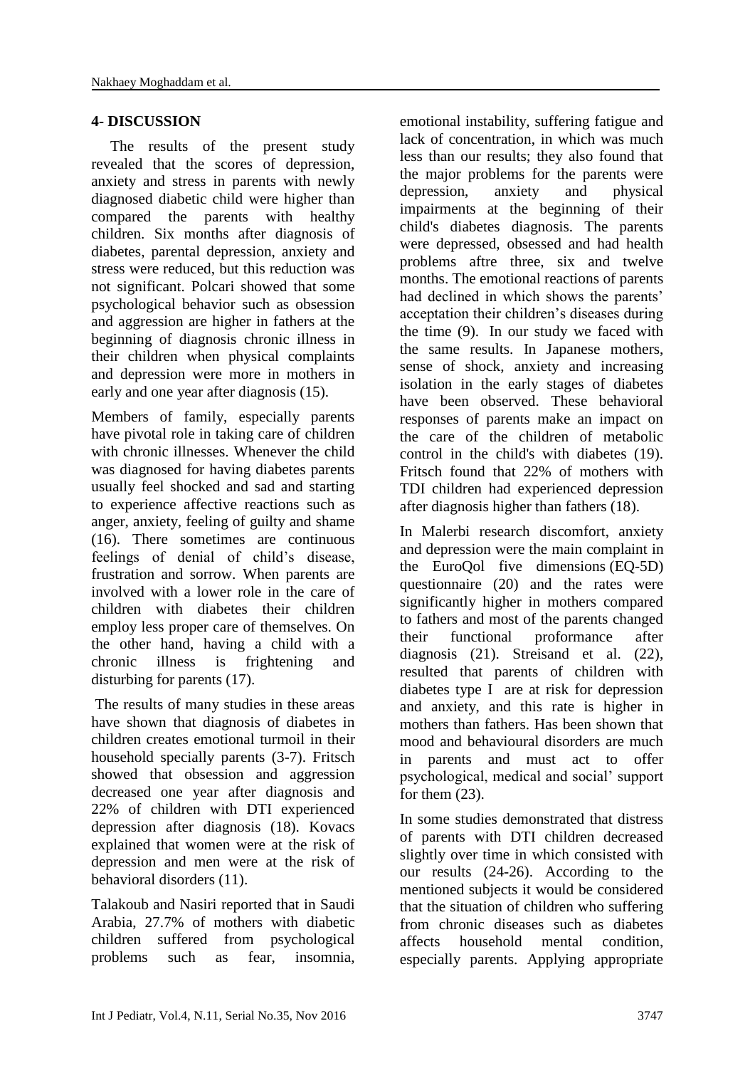## 4- DISCUSSION

The results of the present study revealed that the scores of depression, anxiety and stress in parents with newly diagnosed diabetic child were higher than compared the parents with healthy children. Six months after diagnosis of diabetes, parental depression, anxiety and stress were reduced, but this reduction was not significant. Polcari showed that some psychological behavior such as obsession and aggression are higher in fathers at the beginning of diagnosis chronic illness in their children when physical complaints and depression were more in mothers in early and one year after diagnosis (15).

Members of family, especially parents have pivotal role in taking care of children with chronic illnesses. Whenever the child was diagnosed for having diabetes parents usually feel shocked and sad and starting to experience affective reactions such as anger, anxiety, feeling of guilty and shame (16). There sometimes are continuous feelings of denial of child's disease, frustration and sorrow. When parents are involved with a lower role in the care of children with diabetes their children employ less proper care of themselves. On the other hand, having a child with a chronic illness is frightening and disturbing for parents (17).

The results of many studies in these areas have shown that diagnosis of diabetes in children creates emotional turmoil in their household specially parents (3-7). Fritsch showed that obsession and aggression decreased one year after diagnosis and 22% of children with DTI experienced depression after diagnosis (18). Kovacs explained that women were at the risk of depression and men were at the risk of behavioral disorders (11).

Talakoub and Nasiri reported that in Saudi Arabia, 27.7% of mothers with diabetic children suffered from psychological problems such as fear, insomnia, emotional instability, suffering fatigue and lack of concentration, in which was much less than our results; they also found that the major problems for the parents were depression, anxiety and physical impairments at the beginning of their child's diabetes diagnosis. The parents were depressed, obsessed and had health problems aftre three, six and twelve months. The emotional reactions of parents had declined in which shows the parents' acceptation their children's diseases during the time (9). In our study we faced with the same results. In Japanese mothers, sense of shock, anxiety and increasing isolation in the early stages of diabetes have been observed. These behavioral responses of parents make an impact on the care of the children of metabolic control in the child's with diabetes (19). Fritsch found that 22% of mothers with TDI children had experienced depression after diagnosis higher than fathers (18).

In Malerbi research discomfort, anxiety and depression were the main complaint in the EuroQol five dimensions (EQ-5D) questionnaire (20) and the rates were significantly higher in mothers compared to fathers and most of the parents changed their functional proformance after diagnosis (21). Streisand et al. (22), resulted that parents of children with diabetes type I are at risk for depression and anxiety, and this rate is higher in mothers than fathers. Has been shown that mood and behavioural disorders are much in parents and must act to offer psychological, medical and social' support for them (23).

In some studies demonstrated that distress of parents with DTI children decreased slightly over time in which consisted with our results (24-26). According to the mentioned subjects it would be considered that the situation of children who suffering from chronic diseases such as diabetes affects household mental condition, especially parents. Applying appropriate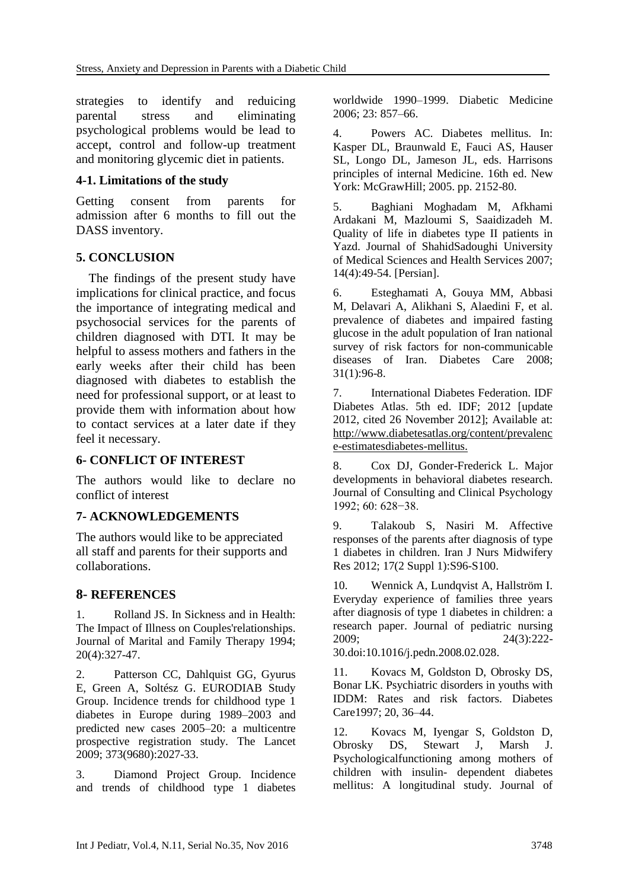strategies to identify and reduicing parental stress and eliminating psychological problems would be lead to accept, control and follow-up treatment and monitoring glycemic diet in patients.

### 4-1. Limitations of the study

Getting consent from parents for admission after 6 months to fill out the DASS inventory.

## 5. CONCLUSION

The findings of the present study have implications for clinical practice, and focus the importance of integrating medical and psychosocial services for the parents of children diagnosed with DTI. It may be helpful to assess mothers and fathers in the early weeks after their child has been diagnosed with diabetes to establish the need for professional support, or at least to provide them with information about how to contact services at a later date if they feel it necessary.

## 6- CONFLICT OF INTEREST

The authors would like to declare no conflict of interest

## 7- ACKNOWLEDGEMENTS

The authors would like to be appreciated all staff and parents for their supports and collaborations.

## 8- REFERENCES

1. Rolland JS. In Sickness and in Health: The Impact of Illness on Couples'relationships. Journal of Marital and Family Therapy 1994; 20(4):327-47.

2. Patterson CC, Dahlquist GG, Gyurus E, Green A, Soltész G. EURODIAB Study Group. Incidence trends for childhood type 1 diabetes in Europe during 1989–2003 and predicted new cases 2005–20: a multicentre prospective registration study. The Lancet 2009; 373(9680):2027-33.

3. Diamond Project Group. Incidence and trends of childhood type 1 diabetes worldwide 1990–1999. Diabetic Medicine 2006; 23: 857–66.

4. Powers AC. Diabetes mellitus. In: Kasper DL, Braunwald E, Fauci AS, Hauser SL, Longo DL, Jameson JL, eds. Harrisons principles of internal Medicine. 16th ed. New York: McGrawHill; 2005. pp. 2152-80.

5. Baghiani Moghadam M, Afkhami Ardakani M, Mazloumi S, Saaidizadeh M. Quality of life in diabetes type II patients in Yazd. Journal of ShahidSadoughi University of Medical Sciences and Health Services 2007; 14(4):49-54. [Persian].

6. Esteghamati A, Gouya MM, Abbasi M, Delavari A, Alikhani S, Alaedini F, et al. prevalence of diabetes and impaired fasting glucose in the adult population of Iran national survey of risk factors for non-communicable diseases of Iran. Diabetes Care 2008; 31(1):96-8.

7. International Diabetes Federation. IDF Diabetes Atlas. 5th ed. IDF; 2012 [update 2012, cited 26 November 2012]; Available at: http://www.diabetesatlas.org/content/prevalence-estimatesdiabetes-mellitus.

8. Cox DJ, Gonder-Frederick L. Major developments in behavioral diabetes research. Journal of Consulting and Clinical Psychology 1992; 60: 628−38.

9. Talakoub S, Nasiri M. Affective responses of the parents after diagnosis of type 1 diabetes in children. Iran J Nurs Midwifery Res 2012; 17(2 Suppl 1):S96-S100.

10. Wennick A, Lundqvist A, Hallström I. Everyday experience of families three years after diagnosis of type 1 diabetes in children: a research paper. Journal of pediatric nursing 2009; 24(3):222-30.doi:10.1016/j.pedn.2008.02.028.

11. Kovacs M, Goldston D, Obrosky DS, Bonar LK. Psychiatric disorders in youths with IDDM: Rates and risk factors. Diabetes Care1997; 20, 36–44.

12. Kovacs M, Iyengar S, Goldston D, Obrosky DS, Stewart J, Marsh J. Psychologicalfunctioning among mothers of children with insulin- dependent diabetes mellitus: A longitudinal study. Journal of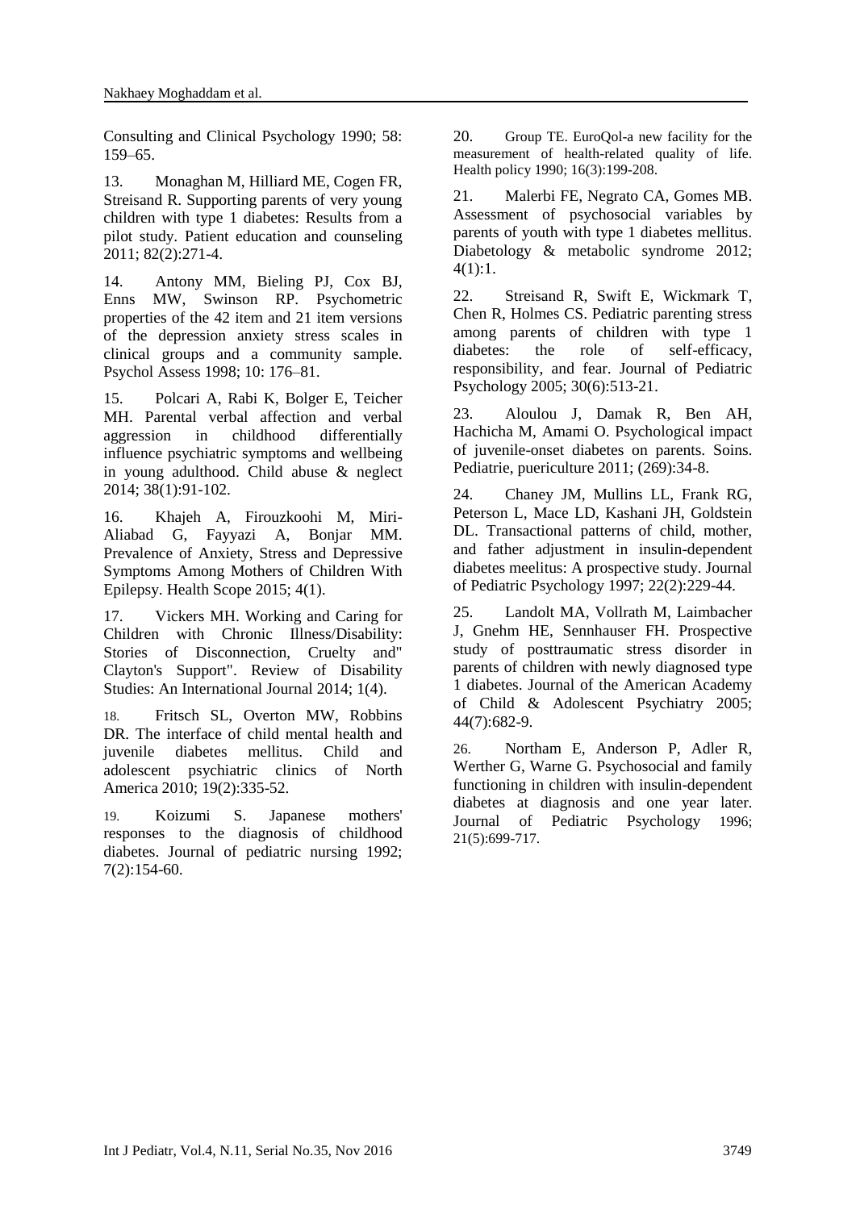Consulting and Clinical Psychology 1990; 58: 159–65.

13. Monaghan M, Hilliard ME, Cogen FR, Streisand R. Supporting parents of very young children with type 1 diabetes: Results from a pilot study. Patient education and counseling 2011; 82(2):271-4.

14. Antony MM, Bieling PJ, Cox BJ, Enns MW, Swinson RP. Psychometric properties of the 42 item and 21 item versions of the depression anxiety stress scales in clinical groups and a community sample. Psychol Assess 1998; 10: 176–81.

15. Polcari A, Rabi K, Bolger E, Teicher MH. Parental verbal affection and verbal aggression in childhood differentially influence psychiatric symptoms and wellbeing in young adulthood. Child abuse & neglect 2014; 38(1):91-102.

16. Khajeh A, Firouzkoohi M, Miri-Aliabad G, Fayyazi A, Bonjar MM. Prevalence of Anxiety, Stress and Depressive Symptoms Among Mothers of Children With Epilepsy. Health Scope 2015; 4(1).

17. Vickers MH. Working and Caring for Children with Chronic Illness/Disability: Stories of Disconnection, Cruelty and" Clayton's Support". Review of Disability Studies: An International Journal 2014; 1(4).

18. Fritsch SL, Overton MW, Robbins DR. The interface of child mental health and juvenile diabetes mellitus. Child and adolescent psychiatric clinics of North America 2010; 19(2):335-52.

19. Koizumi S. Japanese mothers' responses to the diagnosis of childhood diabetes. Journal of pediatric nursing 1992; 7(2):154-60.

20. Group TE. EuroQol-a new facility for the measurement of health-related quality of life. Health policy 1990; 16(3):199-208.

21. Malerbi FE, Negrato CA, Gomes MB. Assessment of psychosocial variables by parents of youth with type 1 diabetes mellitus. Diabetology & metabolic syndrome 2012; 4(1):1.

22. Streisand R, Swift E, Wickmark T, Chen R, Holmes CS. Pediatric parenting stress among parents of children with type 1 diabetes: the role of self-efficacy, responsibility, and fear. Journal of Pediatric Psychology 2005; 30(6):513-21.

23. Aloulou J, Damak R, Ben AH, Hachicha M, Amami O. Psychological impact of juvenile-onset diabetes on parents. Soins. Pediatrie, puericulture 2011; (269):34-8.

24. Chaney JM, Mullins LL, Frank RG, Peterson L, Mace LD, Kashani JH, Goldstein DL. Transactional patterns of child, mother, and father adjustment in insulin-dependent diabetes meelitus: A prospective study. Journal of Pediatric Psychology 1997; 22(2):229-44.

25. Landolt MA, Vollrath M, Laimbacher J, Gnehm HE, Sennhauser FH. Prospective study of posttraumatic stress disorder in parents of children with newly diagnosed type 1 diabetes. Journal of the American Academy of Child & Adolescent Psychiatry 2005; 44(7):682-9.

26. Northam E, Anderson P, Adler R, Werther G, Warne G. Psychosocial and family functioning in children with insulin-dependent diabetes at diagnosis and one year later. Journal of Pediatric Psychology 1996; 21(5):699-717.